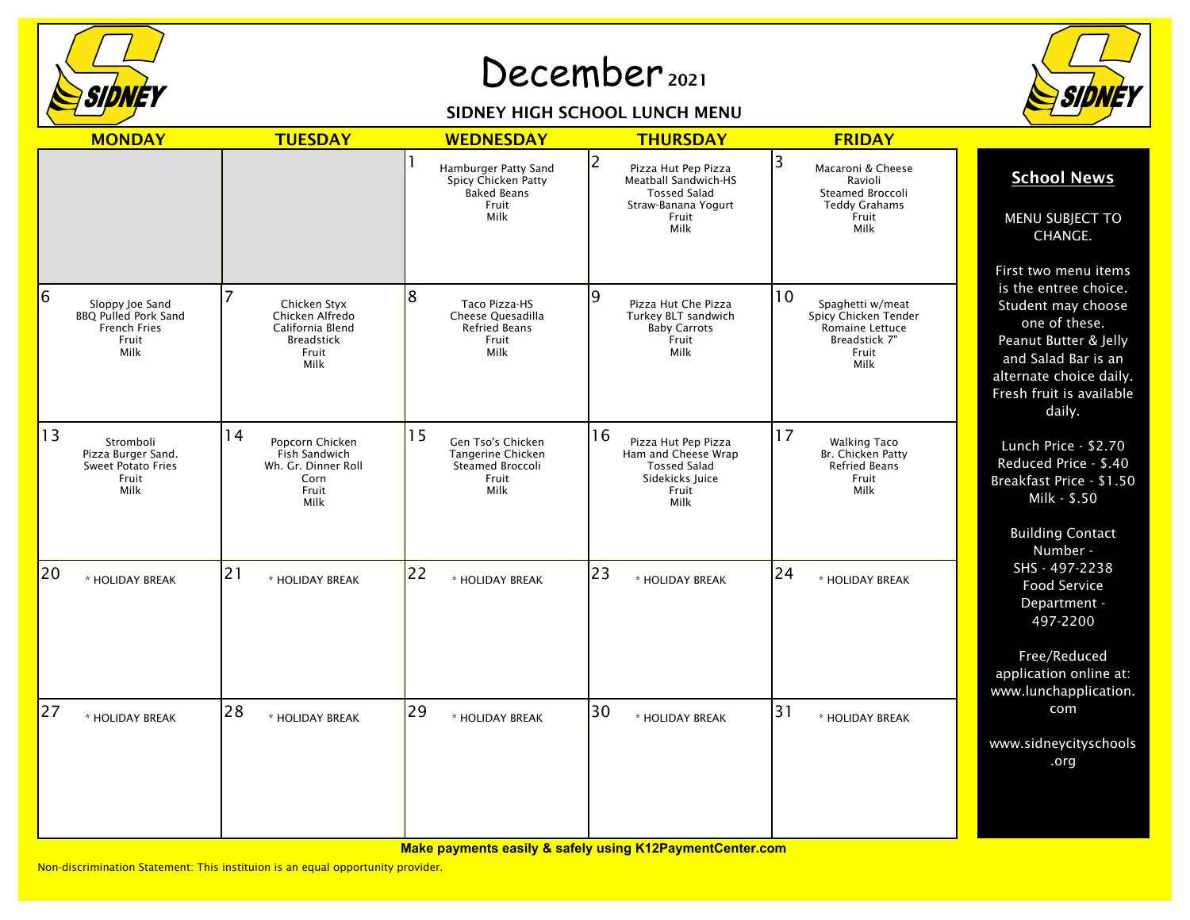# December 2021

## SIDNEY HIGH SCHOOL LUNCH MENU

| MONDAY | TUESDAY | WEDNESDAY | THURSDAY | FRIDAY |
|---|---|---|---|---|
| | | 1<br>Hamburger Patty Sand<br>Spicy Chicken Patty<br>Baked Beans<br>Fruit<br>Milk | 2<br>Pizza Hut Pep Pizza<br>Meatball Sandwich-HS<br>Tossed Salad<br>Straw-Banana Yogurt<br>Fruit<br>Milk | 3<br>Macaroni & Cheese<br>Ravioli<br>Steamed Broccoli<br>Teddy Grahams<br>Fruit<br>Milk |
| 6<br>Sloppy Joe Sand<br>BBQ Pulled Pork Sand<br>French Fries<br>Fruit<br>Milk | 7<br>Chicken Styx<br>Chicken Alfredo<br>California Blend<br>Breadstick<br>Fruit<br>Milk | 8<br>Taco Pizza-HS<br>Cheese Quesadilla<br>Refried Beans<br>Fruit<br>Milk | 9<br>Pizza Hut Che Pizza<br>Turkey BLT sandwich<br>Baby Carrots<br>Fruit<br>Milk | 10<br>Spaghetti w/meat<br>Spicy Chicken Tender<br>Romaine Lettuce<br>Breadstick 7"<br>Fruit<br>Milk |
| 13<br>Stromboli<br>Pizza Burger Sand.<br>Sweet Potato Fries<br>Fruit<br>Milk | 14<br>Popcorn Chicken<br>Fish Sandwich<br>Wh. Gr. Dinner Roll<br>Corn<br>Fruit<br>Milk | 15<br>Gen Tso's Chicken<br>Tangerine Chicken<br>Steamed Broccoli<br>Fruit<br>Milk | 16<br>Pizza Hut Pep Pizza<br>Ham and Cheese Wrap<br>Tossed Salad<br>Sidekicks Juice<br>Fruit<br>Milk | 17<br>Walking Taco<br>Br. Chicken Patty<br>Refried Beans<br>Fruit<br>Milk |
| 20<br>* HOLIDAY BREAK | 21<br>* HOLIDAY BREAK | 22<br>* HOLIDAY BREAK | 23<br>* HOLIDAY BREAK | 24<br>* HOLIDAY BREAK |
| 27<br>* HOLIDAY BREAK | 28<br>* HOLIDAY BREAK | 29<br>* HOLIDAY BREAK | 30<br>* HOLIDAY BREAK | 31<br>* HOLIDAY BREAK |

### School News

MENU SUBJECT TO CHANGE.

First two menu items is the entree choice. Student may choose one of these. Peanut Butter & Jelly and Salad Bar is an alternate choice daily. Fresh fruit is available daily.

Lunch Price - $2.70
Reduced Price - $.40
Breakfast Price - $1.50
Milk - $.50

Building Contact Number -
SHS - 497-2238
Food Service Department - 497-2200

Free/Reduced application online at: www.lunchapplication.com

www.sidneycityschools.org

**Make payments easily & safely using K12PaymentCenter.com**

Non-discrimination Statement: This instituion is an equal opportunity provider.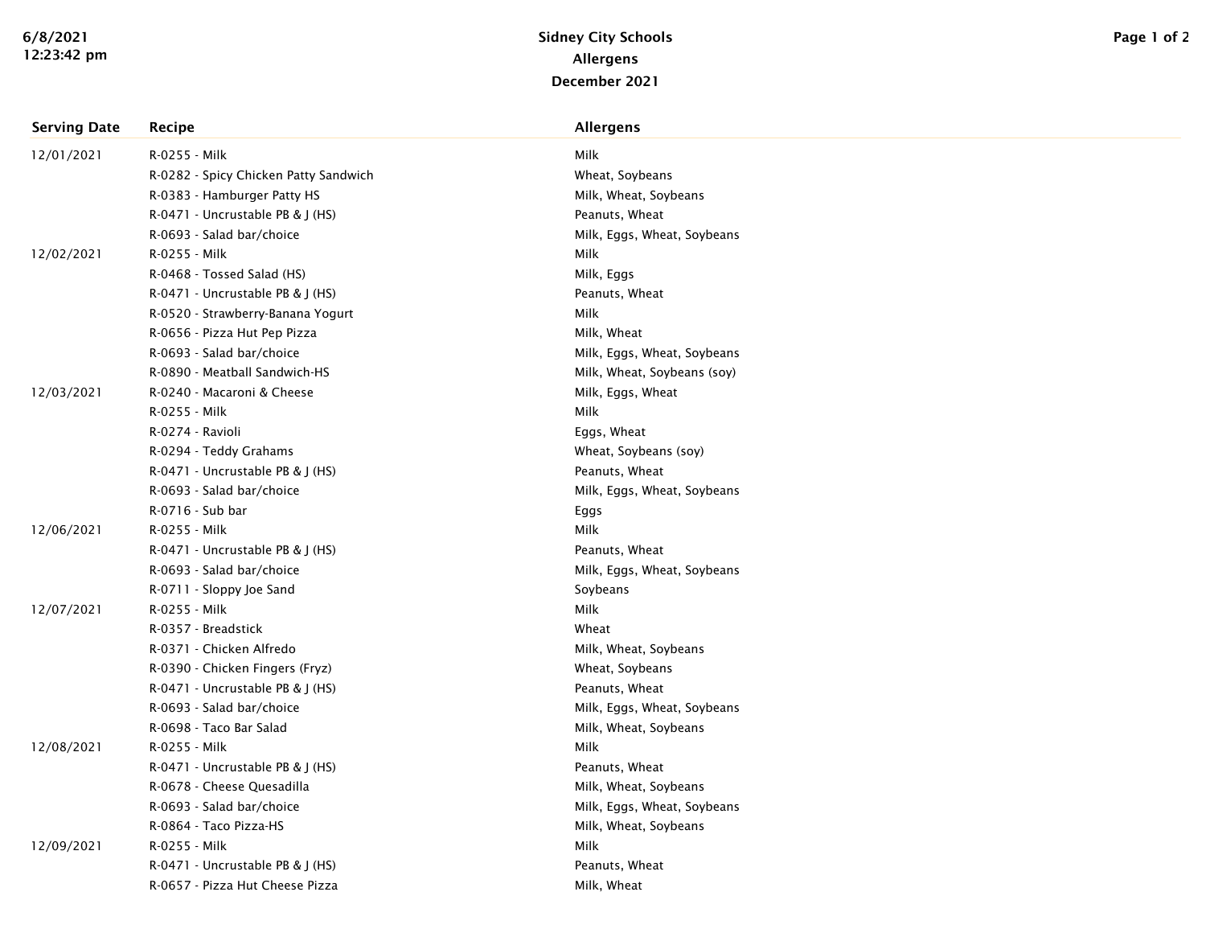# Sidney City Schools
## Allergens
## December 2021

| Serving Date | Recipe | Allergens |
|---|---|---|
| 12/01/2021 | R-0255 - Milk | Milk |
| | R-0282 - Spicy Chicken Patty Sandwich | Wheat, Soybeans |
| | R-0383 - Hamburger Patty HS | Milk, Wheat, Soybeans |
| | R-0471 - Uncrustable PB & J (HS) | Peanuts, Wheat |
| | R-0693 - Salad bar/choice | Milk, Eggs, Wheat, Soybeans |
| 12/02/2021 | R-0255 - Milk | Milk |
| | R-0468 - Tossed Salad (HS) | Milk, Eggs |
| | R-0471 - Uncrustable PB & J (HS) | Peanuts, Wheat |
| | R-0520 - Strawberry-Banana Yogurt | Milk |
| | R-0656 - Pizza Hut Pep Pizza | Milk, Wheat |
| | R-0693 - Salad bar/choice | Milk, Eggs, Wheat, Soybeans |
| | R-0890 - Meatball Sandwich-HS | Milk, Wheat, Soybeans (soy) |
| 12/03/2021 | R-0240 - Macaroni & Cheese | Milk, Eggs, Wheat |
| | R-0255 - Milk | Milk |
| | R-0274 - Ravioli | Eggs, Wheat |
| | R-0294 - Teddy Grahams | Wheat, Soybeans (soy) |
| | R-0471 - Uncrustable PB & J (HS) | Peanuts, Wheat |
| | R-0693 - Salad bar/choice | Milk, Eggs, Wheat, Soybeans |
| | R-0716 - Sub bar | Eggs |
| 12/06/2021 | R-0255 - Milk | Milk |
| | R-0471 - Uncrustable PB & J (HS) | Peanuts, Wheat |
| | R-0693 - Salad bar/choice | Milk, Eggs, Wheat, Soybeans |
| | R-0711 - Sloppy Joe Sand | Soybeans |
| 12/07/2021 | R-0255 - Milk | Milk |
| | R-0357 - Breadstick | Wheat |
| | R-0371 - Chicken Alfredo | Milk, Wheat, Soybeans |
| | R-0390 - Chicken Fingers (Fryz) | Wheat, Soybeans |
| | R-0471 - Uncrustable PB & J (HS) | Peanuts, Wheat |
| | R-0693 - Salad bar/choice | Milk, Eggs, Wheat, Soybeans |
| | R-0698 - Taco Bar Salad | Milk, Wheat, Soybeans |
| 12/08/2021 | R-0255 - Milk | Milk |
| | R-0471 - Uncrustable PB & J (HS) | Peanuts, Wheat |
| | R-0678 - Cheese Quesadilla | Milk, Wheat, Soybeans |
| | R-0693 - Salad bar/choice | Milk, Eggs, Wheat, Soybeans |
| | R-0864 - Taco Pizza-HS | Milk, Wheat, Soybeans |
| 12/09/2021 | R-0255 - Milk | Milk |
| | R-0471 - Uncrustable PB & J (HS) | Peanuts, Wheat |
| | R-0657 - Pizza Hut Cheese Pizza | Milk, Wheat |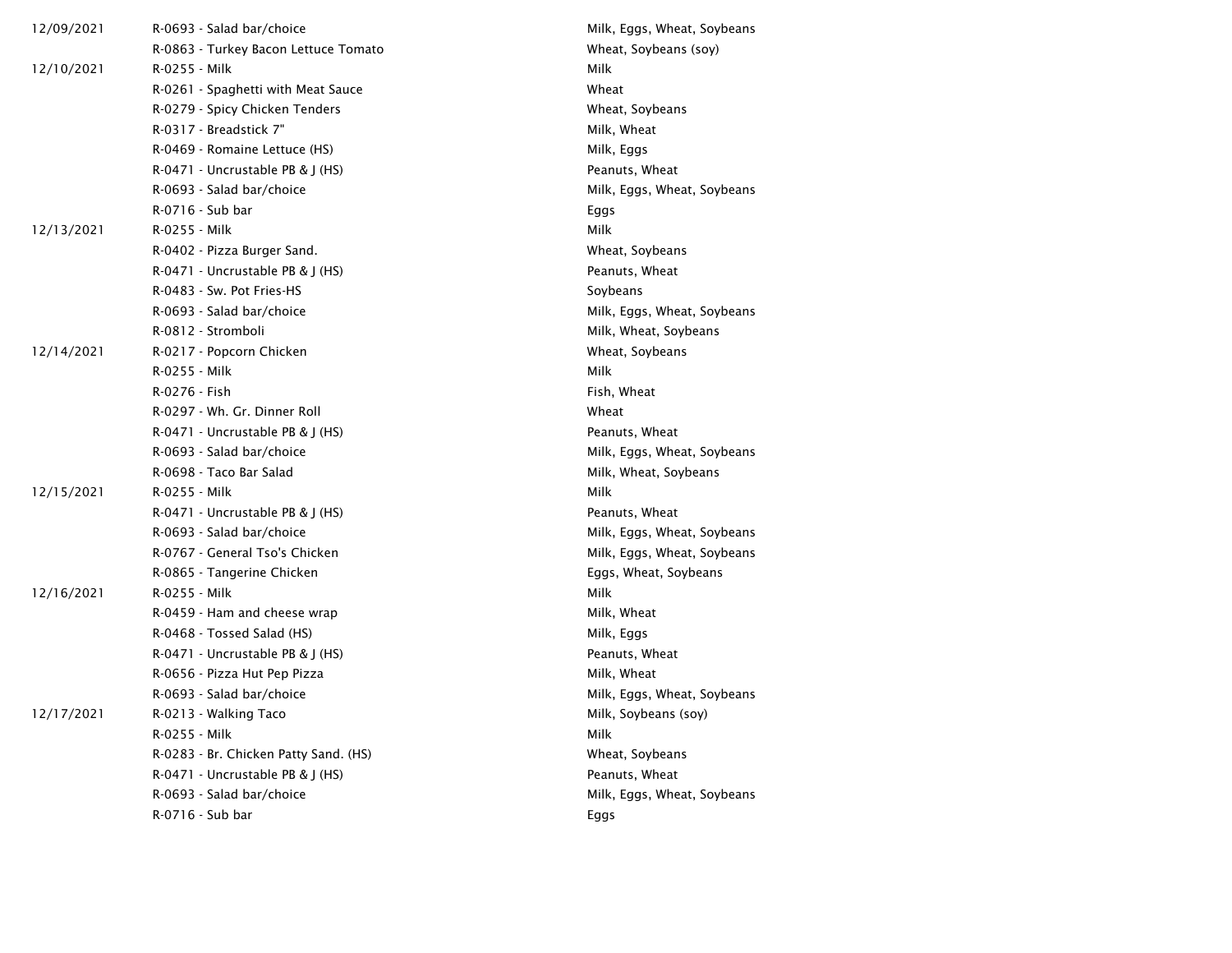| | | |
|---|---|---|
| 12/09/2021 | R-0693 - Salad bar/choice | Milk, Eggs, Wheat, Soybeans |
| | R-0863 - Turkey Bacon Lettuce Tomato | Wheat, Soybeans (soy) |
| 12/10/2021 | R-0255 - Milk | Milk |
| | R-0261 - Spaghetti with Meat Sauce | Wheat |
| | R-0279 - Spicy Chicken Tenders | Wheat, Soybeans |
| | R-0317 - Breadstick 7" | Milk, Wheat |
| | R-0469 - Romaine Lettuce (HS) | Milk, Eggs |
| | R-0471 - Uncrustable PB & J (HS) | Peanuts, Wheat |
| | R-0693 - Salad bar/choice | Milk, Eggs, Wheat, Soybeans |
| | R-0716 - Sub bar | Eggs |
| 12/13/2021 | R-0255 - Milk | Milk |
| | R-0402 - Pizza Burger Sand. | Wheat, Soybeans |
| | R-0471 - Uncrustable PB & J (HS) | Peanuts, Wheat |
| | R-0483 - Sw. Pot Fries-HS | Soybeans |
| | R-0693 - Salad bar/choice | Milk, Eggs, Wheat, Soybeans |
| | R-0812 - Stromboli | Milk, Wheat, Soybeans |
| 12/14/2021 | R-0217 - Popcorn Chicken | Wheat, Soybeans |
| | R-0255 - Milk | Milk |
| | R-0276 - Fish | Fish, Wheat |
| | R-0297 - Wh. Gr. Dinner Roll | Wheat |
| | R-0471 - Uncrustable PB & J (HS) | Peanuts, Wheat |
| | R-0693 - Salad bar/choice | Milk, Eggs, Wheat, Soybeans |
| | R-0698 - Taco Bar Salad | Milk, Wheat, Soybeans |
| 12/15/2021 | R-0255 - Milk | Milk |
| | R-0471 - Uncrustable PB & J (HS) | Peanuts, Wheat |
| | R-0693 - Salad bar/choice | Milk, Eggs, Wheat, Soybeans |
| | R-0767 - General Tso's Chicken | Milk, Eggs, Wheat, Soybeans |
| | R-0865 - Tangerine Chicken | Eggs, Wheat, Soybeans |
| 12/16/2021 | R-0255 - Milk | Milk |
| | R-0459 - Ham and cheese wrap | Milk, Wheat |
| | R-0468 - Tossed Salad (HS) | Milk, Eggs |
| | R-0471 - Uncrustable PB & J (HS) | Peanuts, Wheat |
| | R-0656 - Pizza Hut Pep Pizza | Milk, Wheat |
| | R-0693 - Salad bar/choice | Milk, Eggs, Wheat, Soybeans |
| 12/17/2021 | R-0213 - Walking Taco | Milk, Soybeans (soy) |
| | R-0255 - Milk | Milk |
| | R-0283 - Br. Chicken Patty Sand. (HS) | Wheat, Soybeans |
| | R-0471 - Uncrustable PB & J (HS) | Peanuts, Wheat |
| | R-0693 - Salad bar/choice | Milk, Eggs, Wheat, Soybeans |
| | R-0716 - Sub bar | Eggs |